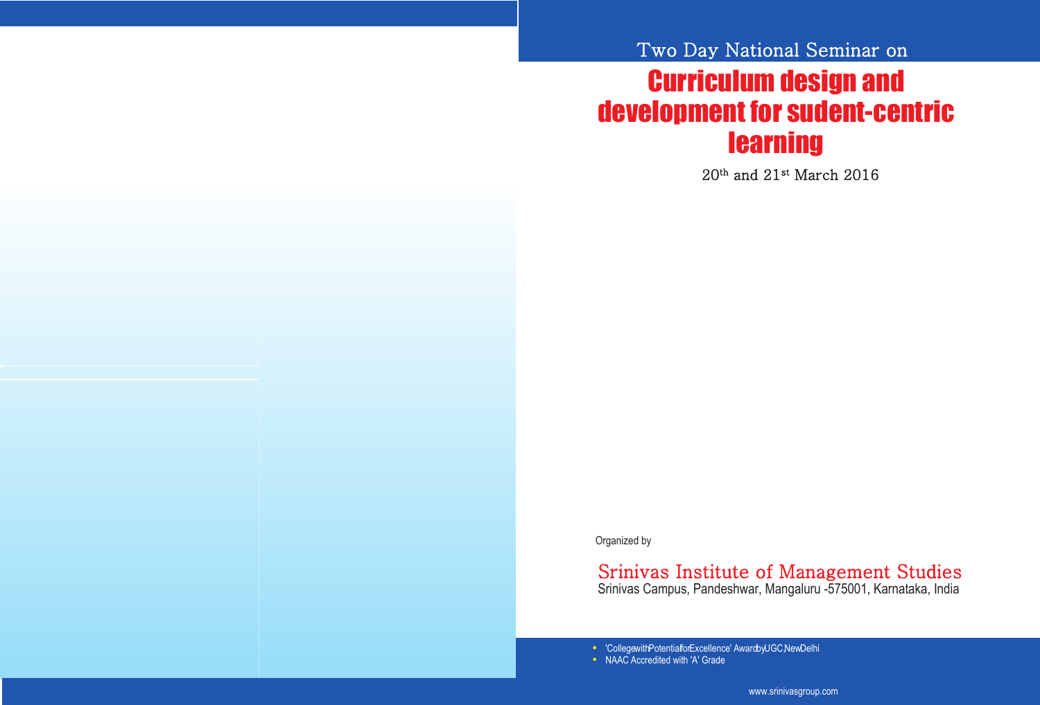Two Day National Seminar on

# Curriculum design and development for sudent-centric learning

20th and 21st March 2016

Organized by

## Srinivas Institute of Management Studies

Srinivas Campus, Pandeshwar, Mangaluru -575001, Karnataka, India

- 'College with Potential for Excellence' Award by UGC, New Delhi
- NAAC Accredited with 'A' Grade

www.srinivasgroup.com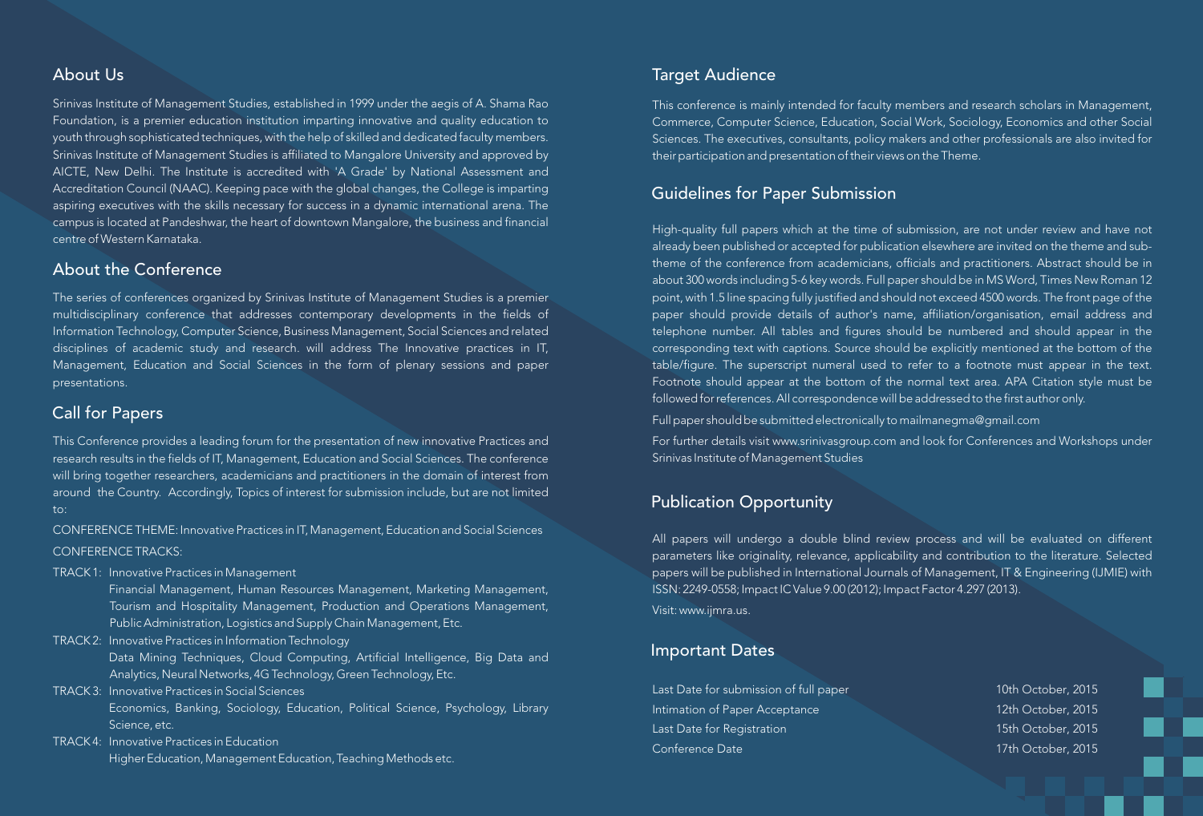## About Us

Srinivas Institute of Management Studies, established in 1999 under the aegis of A. Shama Rao Foundation, is a premier education institution imparting innovative and quality education to youth through sophisticated techniques, with the help of skilled and dedicated faculty members. Srinivas Institute of Management Studies is affiliated to Mangalore University and approved by AICTE, New Delhi. The Institute is accredited with 'A Grade' by National Assessment and Accreditation Council (NAAC). Keeping pace with the global changes, the College is imparting aspiring executives with the skills necessary for success in a dynamic international arena. The campus is located at Pandeshwar, the heart of downtown Mangalore, the business and financial centre of Western Karnataka.

## About the Conference

The series of conferences organized by Srinivas Institute of Management Studies is a premier multidisciplinary conference that addresses contemporary developments in the fields of Information Technology, Computer Science, Business Management, Social Sciences and related disciplines of academic study and research. will address The Innovative practices in IT, Management, Education and Social Sciences in the form of plenary sessions and paper presentations.

## Call for Papers

This Conference provides a leading forum for the presentation of new innovative Practices and research results in the fields of IT, Management, Education and Social Sciences. The conference will bring together researchers, academicians and practitioners in the domain of interest from around the Country. Accordingly, Topics of interest for submission include, but are not limited to:

CONFERENCE THEME: Innovative Practices in IT, Management, Education and Social Sciences

CONFERENCE TRACKS:

- TRACK 1: Innovative Practices in Management
  Financial Management, Human Resources Management, Marketing Management, Tourism and Hospitality Management, Production and Operations Management, Public Administration, Logistics and Supply Chain Management, Etc.
- TRACK 2: Innovative Practices in Information Technology
  Data Mining Techniques, Cloud Computing, Artificial Intelligence, Big Data and Analytics, Neural Networks, 4G Technology, Green Technology, Etc.
- TRACK 3: Innovative Practices in Social Sciences
  Economics, Banking, Sociology, Education, Political Science, Psychology, Library Science, etc.
- TRACK 4: Innovative Practices in Education
  Higher Education, Management Education, Teaching Methods etc.

## Target Audience

This conference is mainly intended for faculty members and research scholars in Management, Commerce, Computer Science, Education, Social Work, Sociology, Economics and other Social Sciences. The executives, consultants, policy makers and other professionals are also invited for their participation and presentation of their views on the Theme.

## Guidelines for Paper Submission

High-quality full papers which at the time of submission, are not under review and have not already been published or accepted for publication elsewhere are invited on the theme and sub-theme of the conference from academicians, officials and practitioners. Abstract should be in about 300 words including 5-6 key words. Full paper should be in MS Word, Times New Roman 12 point, with 1.5 line spacing fully justified and should not exceed 4500 words. The front page of the paper should provide details of author's name, affiliation/organisation, email address and telephone number. All tables and figures should be numbered and should appear in the corresponding text with captions. Source should be explicitly mentioned at the bottom of the table/figure. The superscript numeral used to refer to a footnote must appear in the text. Footnote should appear at the bottom of the normal text area. APA Citation style must be followed for references. All correspondence will be addressed to the first author only.

Full paper should be submitted electronically to mailmanegma@gmail.com

For further details visit www.srinivasgroup.com and look for Conferences and Workshops under Srinivas Institute of Management Studies

## Publication Opportunity

All papers will undergo a double blind review process and will be evaluated on different parameters like originality, relevance, applicability and contribution to the literature. Selected papers will be published in International Journals of Management, IT & Engineering (IJMIE) with ISSN: 2249-0558; Impact IC Value 9.00 (2012); Impact Factor 4.297 (2013).

Visit: www.ijmra.us.

## Important Dates

| | |
|---|---|
| Last Date for submission of full paper | 10th October, 2015 |
| Intimation of Paper Acceptance | 12th October, 2015 |
| Last Date for Registration | 15th October, 2015 |
| Conference Date | 17th October, 2015 |